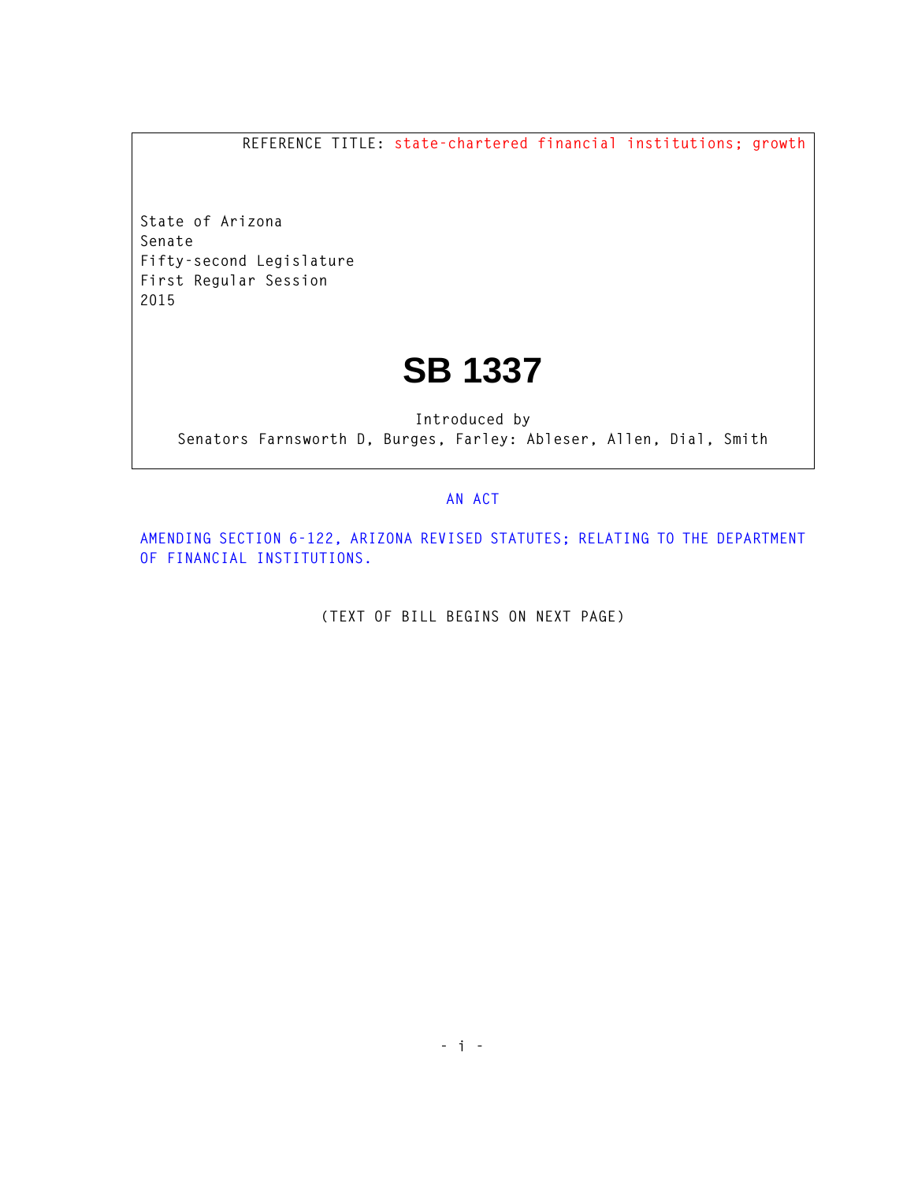REFERENCE TITLE: state-chartered financial institutions; growth

State of Arizona
Senate
Fifty-second Legislature
First Regular Session
2015

# SB 1337

Introduced by
Senators Farnsworth D, Burges, Farley: Ableser, Allen, Dial, Smith

AN ACT

AMENDING SECTION 6-122, ARIZONA REVISED STATUTES; RELATING TO THE DEPARTMENT OF FINANCIAL INSTITUTIONS.

(TEXT OF BILL BEGINS ON NEXT PAGE)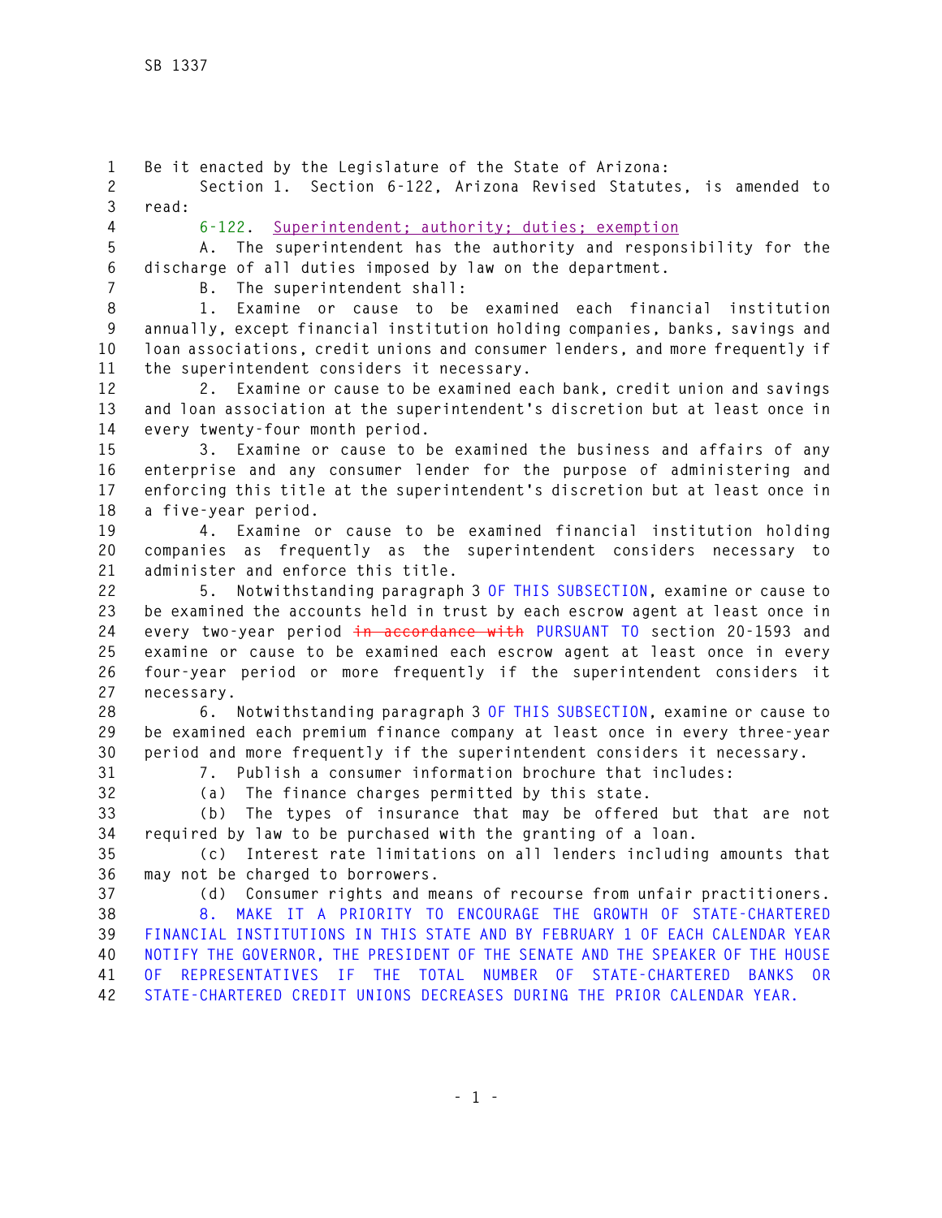Be it enacted by the Legislature of the State of Arizona:

Section 1. Section 6-122, Arizona Revised Statutes, is amended to read:

6-122. Superintendent; authority; duties; exemption

A. The superintendent has the authority and responsibility for the discharge of all duties imposed by law on the department.

B. The superintendent shall:

1. Examine or cause to be examined each financial institution annually, except financial institution holding companies, banks, savings and loan associations, credit unions and consumer lenders, and more frequently if the superintendent considers it necessary.

2. Examine or cause to be examined each bank, credit union and savings and loan association at the superintendent's discretion but at least once in every twenty-four month period.

3. Examine or cause to be examined the business and affairs of any enterprise and any consumer lender for the purpose of administering and enforcing this title at the superintendent's discretion but at least once in a five-year period.

4. Examine or cause to be examined financial institution holding companies as frequently as the superintendent considers necessary to administer and enforce this title.

5. Notwithstanding paragraph 3 OF THIS SUBSECTION, examine or cause to be examined the accounts held in trust by each escrow agent at least once in every two-year period ~~in accordance with~~ PURSUANT TO section 20-1593 and examine or cause to be examined each escrow agent at least once in every four-year period or more frequently if the superintendent considers it necessary.

6. Notwithstanding paragraph 3 OF THIS SUBSECTION, examine or cause to be examined each premium finance company at least once in every three-year period and more frequently if the superintendent considers it necessary.

7. Publish a consumer information brochure that includes:

(a) The finance charges permitted by this state.

(b) The types of insurance that may be offered but that are not required by law to be purchased with the granting of a loan.

(c) Interest rate limitations on all lenders including amounts that may not be charged to borrowers.

(d) Consumer rights and means of recourse from unfair practitioners.

8. MAKE IT A PRIORITY TO ENCOURAGE THE GROWTH OF STATE-CHARTERED FINANCIAL INSTITUTIONS IN THIS STATE AND BY FEBRUARY 1 OF EACH CALENDAR YEAR NOTIFY THE GOVERNOR, THE PRESIDENT OF THE SENATE AND THE SPEAKER OF THE HOUSE OF REPRESENTATIVES IF THE TOTAL NUMBER OF STATE-CHARTERED BANKS OR STATE-CHARTERED CREDIT UNIONS DECREASES DURING THE PRIOR CALENDAR YEAR.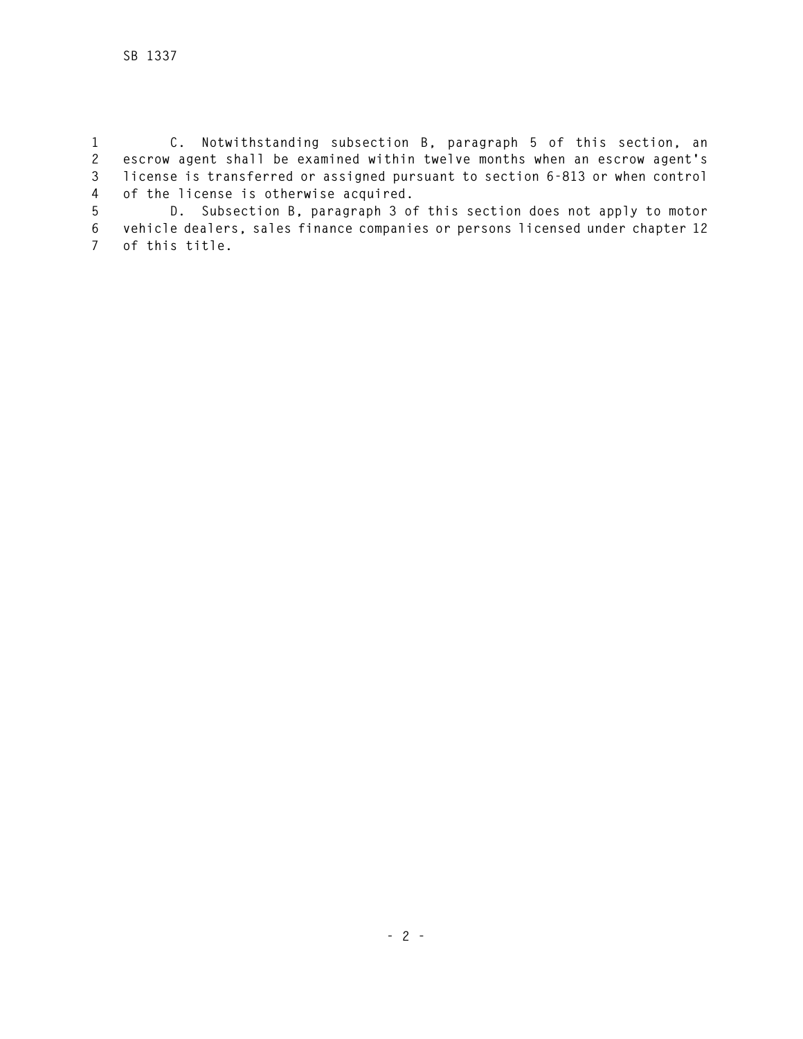C. Notwithstanding subsection B, paragraph 5 of this section, an escrow agent shall be examined within twelve months when an escrow agent's license is transferred or assigned pursuant to section 6-813 or when control of the license is otherwise acquired.

D. Subsection B, paragraph 3 of this section does not apply to motor vehicle dealers, sales finance companies or persons licensed under chapter 12 of this title.